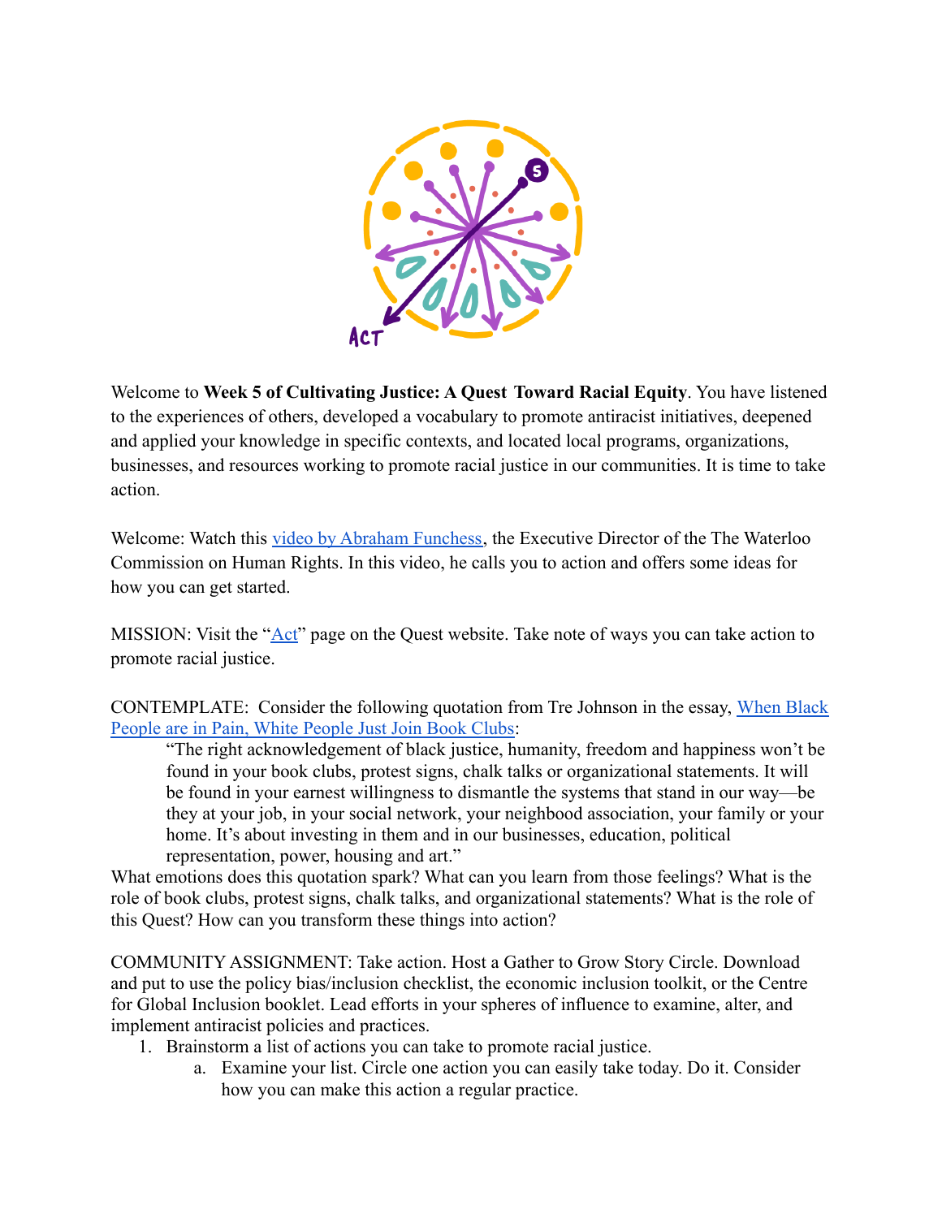Welcome to **Week 5 of Cultivating Justice: A Quest Toward Racial Equity**. You have listened to the experiences of others, developed a vocabulary to promote antiracist initiatives, deepened and applied your knowledge in specific contexts, and located local programs, organizations, businesses, and resources working to promote racial justice in our communities. It is time to take action.

Welcome: Watch this video by Abraham Funchess, the Executive Director of the The Waterloo Commission on Human Rights. In this video, he calls you to action and offers some ideas for how you can get started.

MISSION: Visit the "Act" page on the Quest website. Take note of ways you can take action to promote racial justice.

CONTEMPLATE: Consider the following quotation from Tre Johnson in the essay, When Black People are in Pain, White People Just Join Book Clubs:

> "The right acknowledgement of black justice, humanity, freedom and happiness won't be found in your book clubs, protest signs, chalk talks or organizational statements. It will be found in your earnest willingness to dismantle the systems that stand in our way—be they at your job, in your social network, your neighbood association, your family or your home. It's about investing in them and in our businesses, education, political representation, power, housing and art."

What emotions does this quotation spark? What can you learn from those feelings? What is the role of book clubs, protest signs, chalk talks, and organizational statements? What is the role of this Quest? How can you transform these things into action?

COMMUNITY ASSIGNMENT: Take action. Host a Gather to Grow Story Circle. Download and put to use the policy bias/inclusion checklist, the economic inclusion toolkit, or the Centre for Global Inclusion booklet. Lead efforts in your spheres of influence to examine, alter, and implement antiracist policies and practices.

1. Brainstorm a list of actions you can take to promote racial justice.
   a. Examine your list. Circle one action you can easily take today. Do it. Consider how you can make this action a regular practice.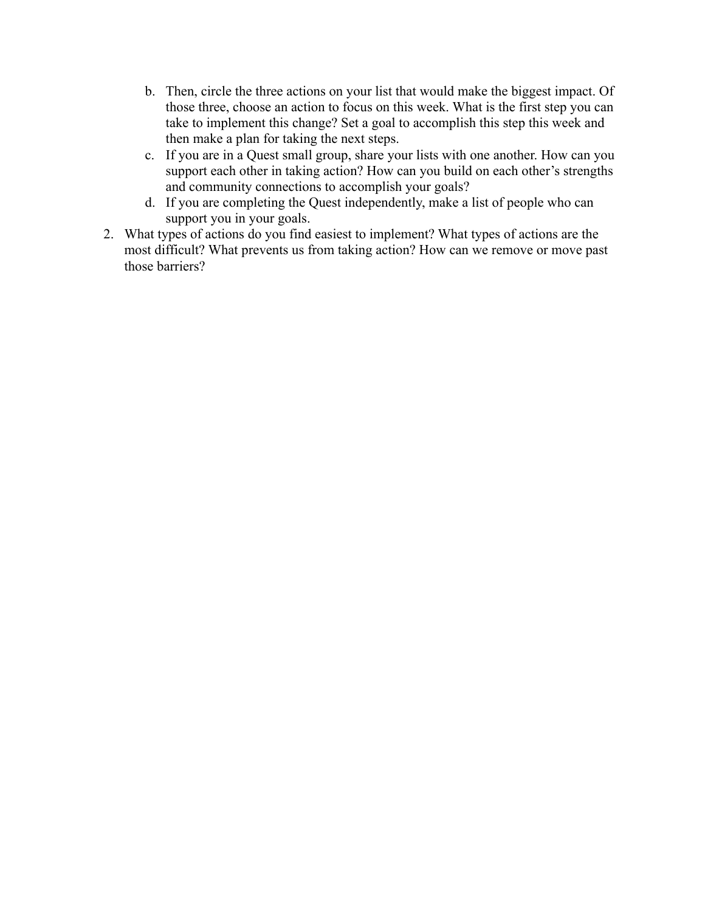b. Then, circle the three actions on your list that would make the biggest impact. Of those three, choose an action to focus on this week. What is the first step you can take to implement this change? Set a goal to accomplish this step this week and then make a plan for taking the next steps.
   c. If you are in a Quest small group, share your lists with one another. How can you support each other in taking action? How can you build on each other's strengths and community connections to accomplish your goals?
   d. If you are completing the Quest independently, make a list of people who can support you in your goals.

2. What types of actions do you find easiest to implement? What types of actions are the most difficult? What prevents us from taking action? How can we remove or move past those barriers?